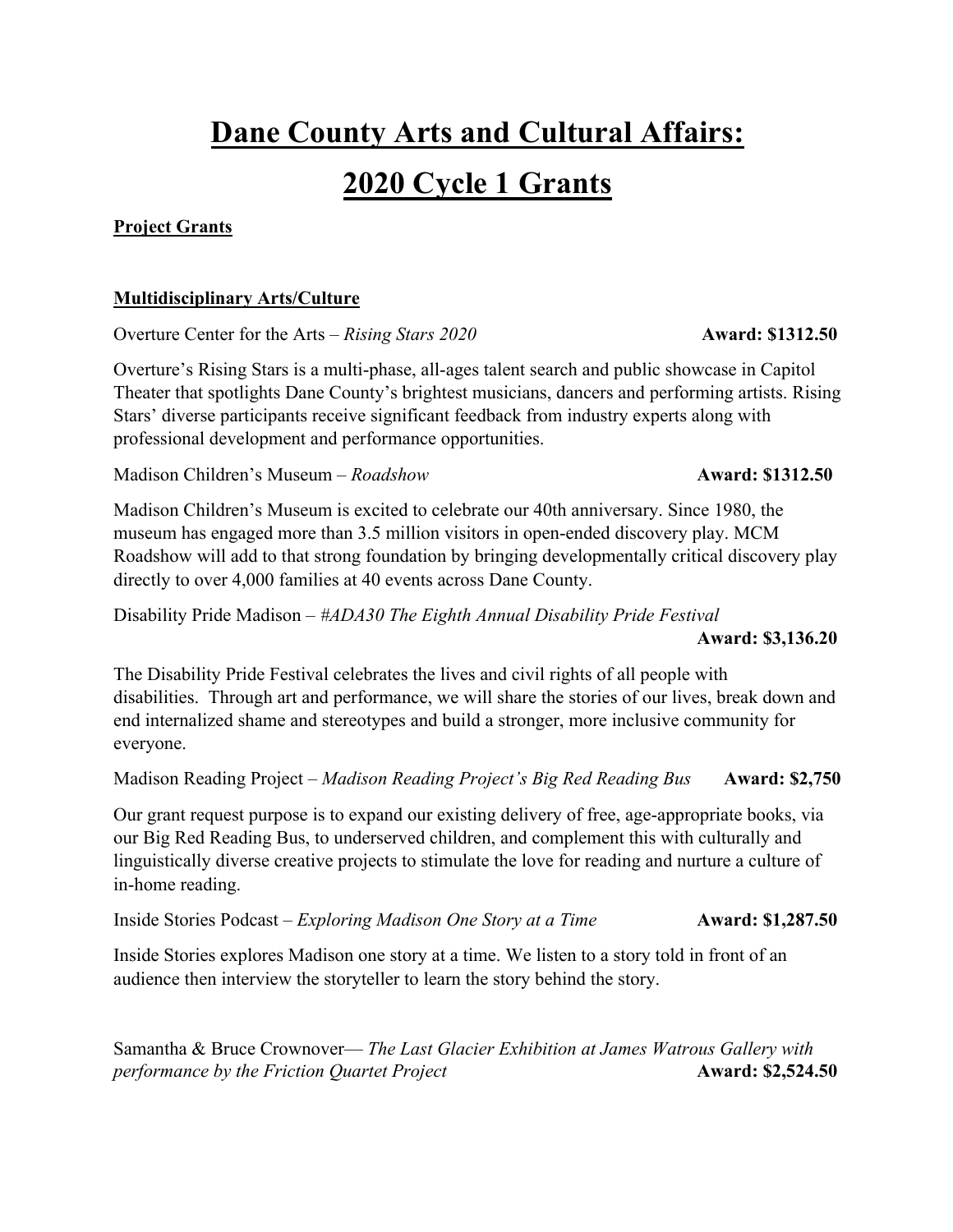# Dane County Arts and Cultural Affairs: 2020 Cycle 1 Grants

**Project Grants**

**Multidisciplinary Arts/Culture**

Overture Center for the Arts – *Rising Stars 2020* **Award: $1312.50**

Overture's Rising Stars is a multi-phase, all-ages talent search and public showcase in Capitol Theater that spotlights Dane County's brightest musicians, dancers and performing artists. Rising Stars' diverse participants receive significant feedback from industry experts along with professional development and performance opportunities.

Madison Children's Museum – *Roadshow* **Award: $1312.50**

Madison Children's Museum is excited to celebrate our 40th anniversary. Since 1980, the museum has engaged more than 3.5 million visitors in open-ended discovery play. MCM Roadshow will add to that strong foundation by bringing developmentally critical discovery play directly to over 4,000 families at 40 events across Dane County.

Disability Pride Madison – *#ADA30 The Eighth Annual Disability Pride Festival* **Award: $3,136.20**

The Disability Pride Festival celebrates the lives and civil rights of all people with disabilities. Through art and performance, we will share the stories of our lives, break down and end internalized shame and stereotypes and build a stronger, more inclusive community for everyone.

Madison Reading Project – *Madison Reading Project's Big Red Reading Bus* **Award: $2,750**

Our grant request purpose is to expand our existing delivery of free, age-appropriate books, via our Big Red Reading Bus, to underserved children, and complement this with culturally and linguistically diverse creative projects to stimulate the love for reading and nurture a culture of in-home reading.

Inside Stories Podcast – *Exploring Madison One Story at a Time* **Award: $1,287.50**

Inside Stories explores Madison one story at a time. We listen to a story told in front of an audience then interview the storyteller to learn the story behind the story.

Samantha & Bruce Crownover— *The Last Glacier Exhibition at James Watrous Gallery with performance by the Friction Quartet Project* **Award: $2,524.50**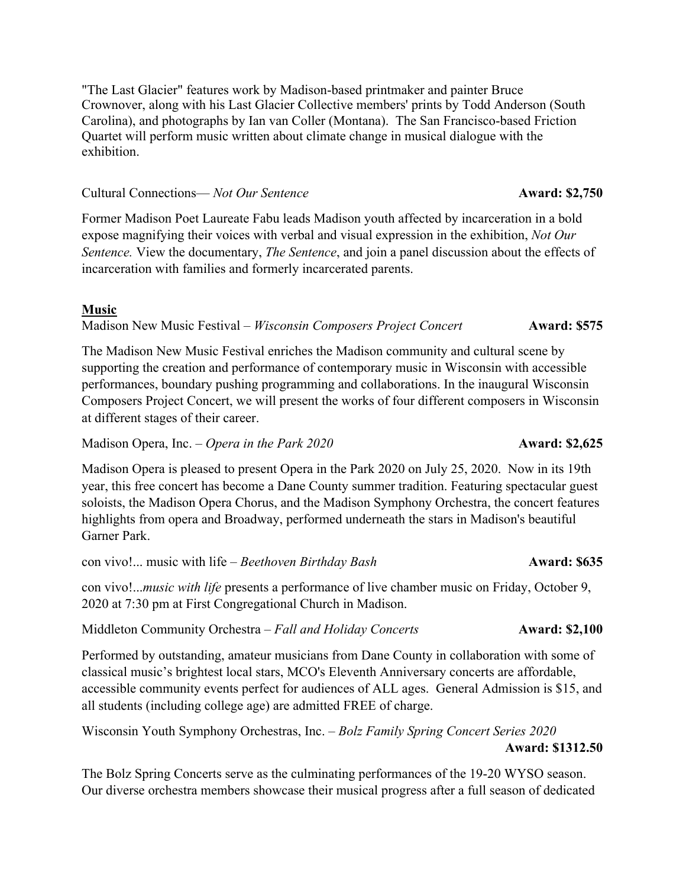"The Last Glacier" features work by Madison-based printmaker and painter Bruce Crownover, along with his Last Glacier Collective members' prints by Todd Anderson (South Carolina), and photographs by Ian van Coller (Montana). The San Francisco-based Friction Quartet will perform music written about climate change in musical dialogue with the exhibition.

Cultural Connections— *Not Our Sentence* **Award: $2,750**

Former Madison Poet Laureate Fabu leads Madison youth affected by incarceration in a bold expose magnifying their voices with verbal and visual expression in the exhibition, *Not Our Sentence.* View the documentary, *The Sentence*, and join a panel discussion about the effects of incarceration with families and formerly incarcerated parents.

## **Music**

Madison New Music Festival – *Wisconsin Composers Project Concert* **Award: $575**

The Madison New Music Festival enriches the Madison community and cultural scene by supporting the creation and performance of contemporary music in Wisconsin with accessible performances, boundary pushing programming and collaborations. In the inaugural Wisconsin Composers Project Concert, we will present the works of four different composers in Wisconsin at different stages of their career.

Madison Opera, Inc. – *Opera in the Park 2020* **Award: $2,625**

Madison Opera is pleased to present Opera in the Park 2020 on July 25, 2020. Now in its 19th year, this free concert has become a Dane County summer tradition. Featuring spectacular guest soloists, the Madison Opera Chorus, and the Madison Symphony Orchestra, the concert features highlights from opera and Broadway, performed underneath the stars in Madison's beautiful Garner Park.

con vivo!... music with life – *Beethoven Birthday Bash* **Award: $635**

con vivo!...*music with life* presents a performance of live chamber music on Friday, October 9, 2020 at 7:30 pm at First Congregational Church in Madison.

Middleton Community Orchestra – *Fall and Holiday Concerts* **Award: $2,100**

Performed by outstanding, amateur musicians from Dane County in collaboration with some of classical music's brightest local stars, MCO's Eleventh Anniversary concerts are affordable, accessible community events perfect for audiences of ALL ages. General Admission is $15, and all students (including college age) are admitted FREE of charge.

Wisconsin Youth Symphony Orchestras, Inc. – *Bolz Family Spring Concert Series 2020* **Award: $1312.50**

The Bolz Spring Concerts serve as the culminating performances of the 19-20 WYSO season. Our diverse orchestra members showcase their musical progress after a full season of dedicated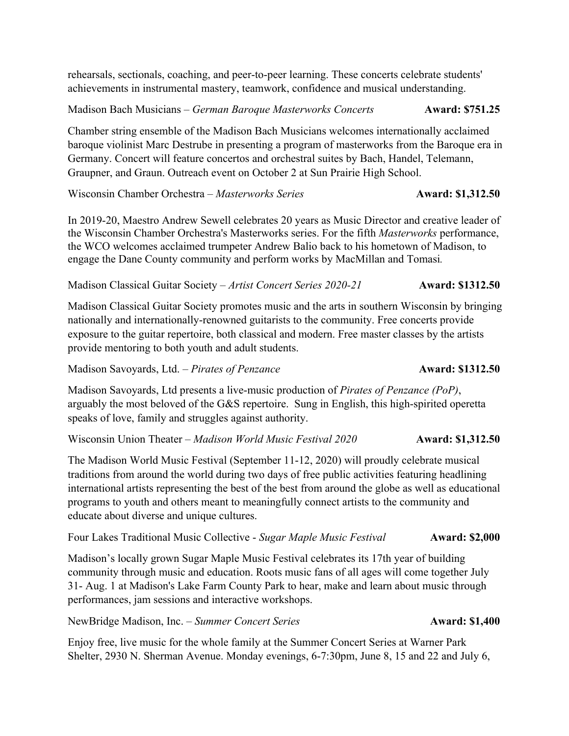rehearsals, sectionals, coaching, and peer-to-peer learning. These concerts celebrate students' achievements in instrumental mastery, teamwork, confidence and musical understanding.

Madison Bach Musicians – *German Baroque Masterworks Concerts* **Award: $751.25**

Chamber string ensemble of the Madison Bach Musicians welcomes internationally acclaimed baroque violinist Marc Destrube in presenting a program of masterworks from the Baroque era in Germany. Concert will feature concertos and orchestral suites by Bach, Handel, Telemann, Graupner, and Graun. Outreach event on October 2 at Sun Prairie High School.

Wisconsin Chamber Orchestra – *Masterworks Series* **Award: $1,312.50**

In 2019-20, Maestro Andrew Sewell celebrates 20 years as Music Director and creative leader of the Wisconsin Chamber Orchestra's Masterworks series. For the fifth *Masterworks* performance, the WCO welcomes acclaimed trumpeter Andrew Balio back to his hometown of Madison, to engage the Dane County community and perform works by MacMillan and Tomasi.

Madison Classical Guitar Society – *Artist Concert Series 2020-21* **Award: $1312.50**

Madison Classical Guitar Society promotes music and the arts in southern Wisconsin by bringing nationally and internationally-renowned guitarists to the community. Free concerts provide exposure to the guitar repertoire, both classical and modern. Free master classes by the artists provide mentoring to both youth and adult students.

Madison Savoyards, Ltd. – *Pirates of Penzance* **Award: $1312.50**

Madison Savoyards, Ltd presents a live-music production of *Pirates of Penzance (PoP)*, arguably the most beloved of the G&S repertoire. Sung in English, this high-spirited operetta speaks of love, family and struggles against authority.

Wisconsin Union Theater – *Madison World Music Festival 2020* **Award: $1,312.50**

The Madison World Music Festival (September 11-12, 2020) will proudly celebrate musical traditions from around the world during two days of free public activities featuring headlining international artists representing the best of the best from around the globe as well as educational programs to youth and others meant to meaningfully connect artists to the community and educate about diverse and unique cultures.

Four Lakes Traditional Music Collective - *Sugar Maple Music Festival* **Award: $2,000**

Madison's locally grown Sugar Maple Music Festival celebrates its 17th year of building community through music and education. Roots music fans of all ages will come together July 31- Aug. 1 at Madison's Lake Farm County Park to hear, make and learn about music through performances, jam sessions and interactive workshops.

NewBridge Madison, Inc. – *Summer Concert Series* **Award: $1,400**

Enjoy free, live music for the whole family at the Summer Concert Series at Warner Park Shelter, 2930 N. Sherman Avenue. Monday evenings, 6-7:30pm, June 8, 15 and 22 and July 6,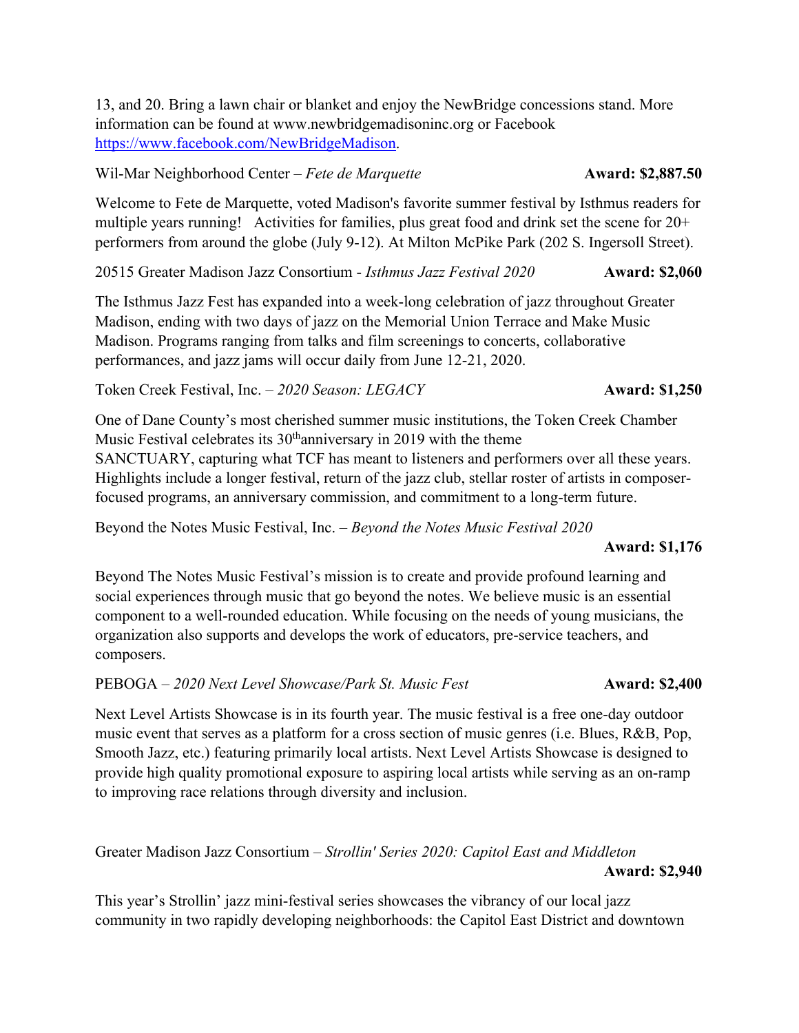13, and 20. Bring a lawn chair or blanket and enjoy the NewBridge concessions stand. More information can be found at www.newbridgemadisoninc.org or Facebook [https://www.facebook.com/NewBridgeMadison](https://www.facebook.com/NewBridgeMadison).

Wil-Mar Neighborhood Center – *Fete de Marquette* **Award: $2,887.50**

Welcome to Fete de Marquette, voted Madison's favorite summer festival by Isthmus readers for multiple years running! Activities for families, plus great food and drink set the scene for 20+ performers from around the globe (July 9-12). At Milton McPike Park (202 S. Ingersoll Street).

20515 Greater Madison Jazz Consortium - *Isthmus Jazz Festival 2020* **Award: $2,060**

The Isthmus Jazz Fest has expanded into a week-long celebration of jazz throughout Greater Madison, ending with two days of jazz on the Memorial Union Terrace and Make Music Madison. Programs ranging from talks and film screenings to concerts, collaborative performances, and jazz jams will occur daily from June 12-21, 2020.

Token Creek Festival, Inc. – *2020 Season: LEGACY* **Award: $1,250**

One of Dane County's most cherished summer music institutions, the Token Creek Chamber Music Festival celebrates its 30th anniversary in 2019 with the theme SANCTUARY, capturing what TCF has meant to listeners and performers over all these years. Highlights include a longer festival, return of the jazz club, stellar roster of artists in composer-focused programs, an anniversary commission, and commitment to a long-term future.

Beyond the Notes Music Festival, Inc. – *Beyond the Notes Music Festival 2020* **Award: $1,176**

Beyond The Notes Music Festival's mission is to create and provide profound learning and social experiences through music that go beyond the notes. We believe music is an essential component to a well-rounded education. While focusing on the needs of young musicians, the organization also supports and develops the work of educators, pre-service teachers, and composers.

PEBOGA – *2020 Next Level Showcase/Park St. Music Fest* **Award: $2,400**

Next Level Artists Showcase is in its fourth year. The music festival is a free one-day outdoor music event that serves as a platform for a cross section of music genres (i.e. Blues, R&B, Pop, Smooth Jazz, etc.) featuring primarily local artists. Next Level Artists Showcase is designed to provide high quality promotional exposure to aspiring local artists while serving as an on-ramp to improving race relations through diversity and inclusion.

Greater Madison Jazz Consortium – *Strollin' Series 2020: Capitol East and Middleton* **Award: $2,940**

This year's Strollin' jazz mini-festival series showcases the vibrancy of our local jazz community in two rapidly developing neighborhoods: the Capitol East District and downtown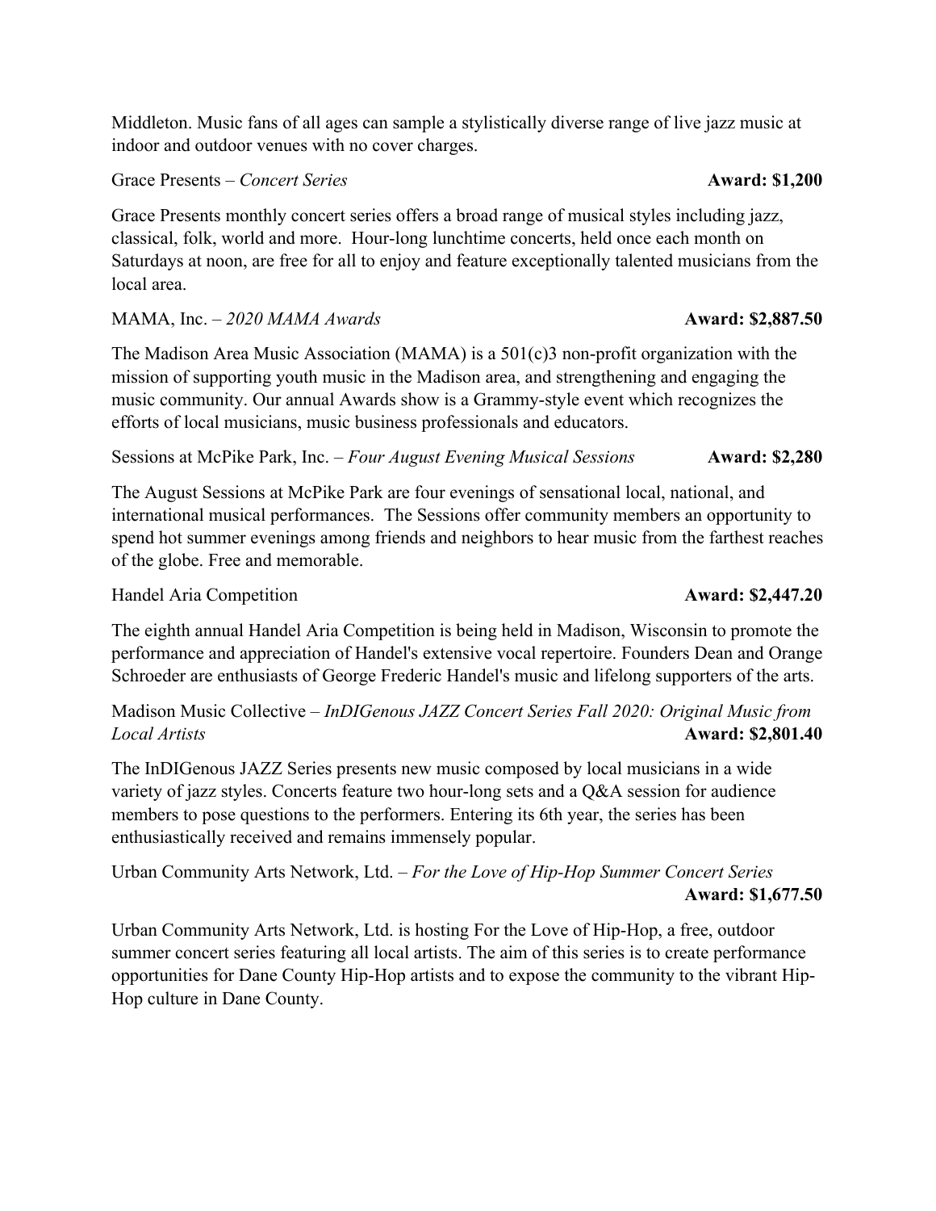Middleton. Music fans of all ages can sample a stylistically diverse range of live jazz music at indoor and outdoor venues with no cover charges.

Grace Presents – *Concert Series* **Award: $1,200**

Grace Presents monthly concert series offers a broad range of musical styles including jazz, classical, folk, world and more. Hour-long lunchtime concerts, held once each month on Saturdays at noon, are free for all to enjoy and feature exceptionally talented musicians from the local area.

MAMA, Inc. – *2020 MAMA Awards* **Award: $2,887.50**

The Madison Area Music Association (MAMA) is a 501(c)3 non-profit organization with the mission of supporting youth music in the Madison area, and strengthening and engaging the music community. Our annual Awards show is a Grammy-style event which recognizes the efforts of local musicians, music business professionals and educators.

Sessions at McPike Park, Inc. – *Four August Evening Musical Sessions* **Award: $2,280**

The August Sessions at McPike Park are four evenings of sensational local, national, and international musical performances. The Sessions offer community members an opportunity to spend hot summer evenings among friends and neighbors to hear music from the farthest reaches of the globe. Free and memorable.

Handel Aria Competition **Award: $2,447.20**

The eighth annual Handel Aria Competition is being held in Madison, Wisconsin to promote the performance and appreciation of Handel's extensive vocal repertoire. Founders Dean and Orange Schroeder are enthusiasts of George Frederic Handel's music and lifelong supporters of the arts.

Madison Music Collective – *InDIGenous JAZZ Concert Series Fall 2020: Original Music from Local Artists* **Award: $2,801.40**

The InDIGenous JAZZ Series presents new music composed by local musicians in a wide variety of jazz styles. Concerts feature two hour-long sets and a Q&A session for audience members to pose questions to the performers. Entering its 6th year, the series has been enthusiastically received and remains immensely popular.

Urban Community Arts Network, Ltd. – *For the Love of Hip-Hop Summer Concert Series* **Award: $1,677.50**

Urban Community Arts Network, Ltd. is hosting For the Love of Hip-Hop, a free, outdoor summer concert series featuring all local artists. The aim of this series is to create performance opportunities for Dane County Hip-Hop artists and to expose the community to the vibrant Hip-Hop culture in Dane County.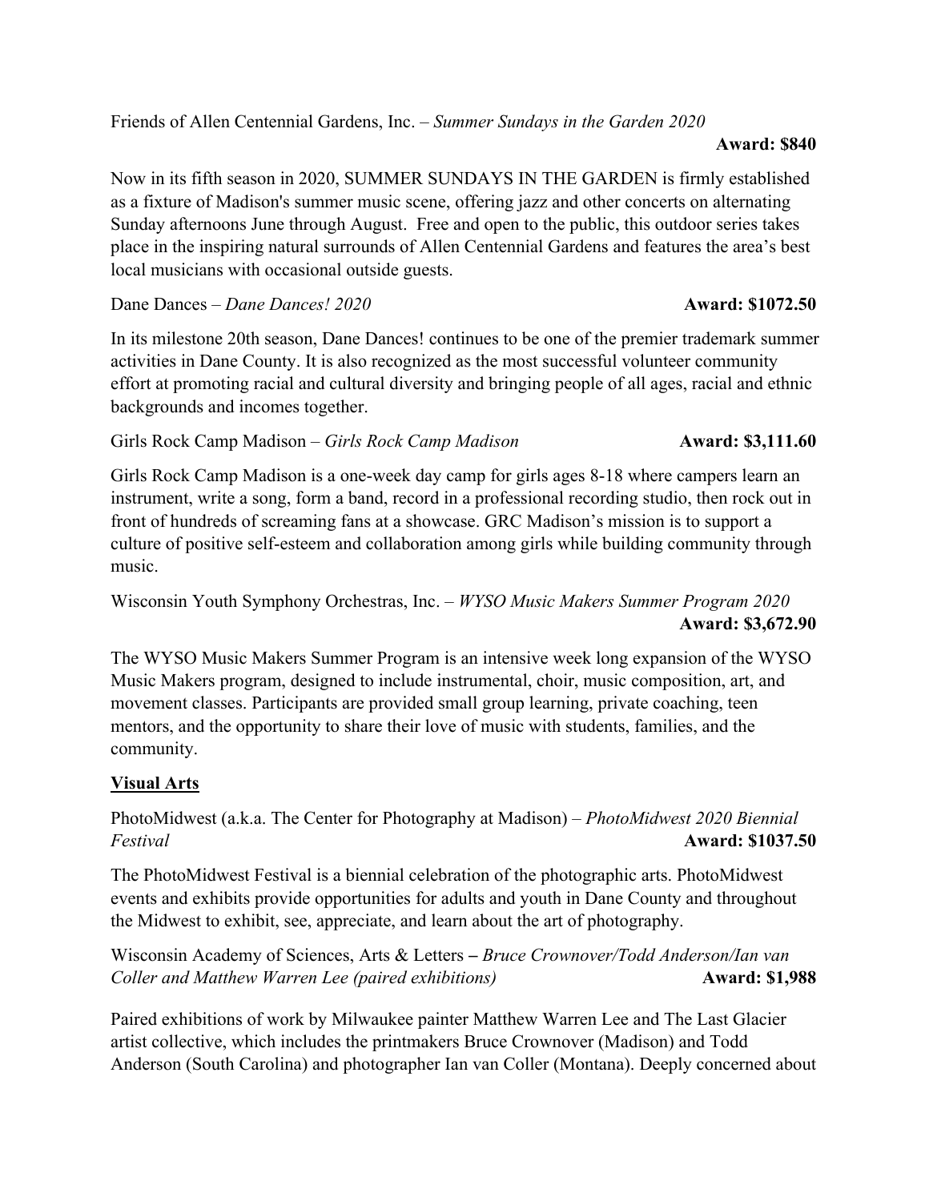Friends of Allen Centennial Gardens, Inc. – *Summer Sundays in the Garden 2020*
**Award: $840**

Now in its fifth season in 2020, SUMMER SUNDAYS IN THE GARDEN is firmly established as a fixture of Madison's summer music scene, offering jazz and other concerts on alternating Sunday afternoons June through August. Free and open to the public, this outdoor series takes place in the inspiring natural surrounds of Allen Centennial Gardens and features the area's best local musicians with occasional outside guests.

Dane Dances – *Dane Dances! 2020* **Award: $1072.50**

In its milestone 20th season, Dane Dances! continues to be one of the premier trademark summer activities in Dane County. It is also recognized as the most successful volunteer community effort at promoting racial and cultural diversity and bringing people of all ages, racial and ethnic backgrounds and incomes together.

Girls Rock Camp Madison – *Girls Rock Camp Madison* **Award: $3,111.60**

Girls Rock Camp Madison is a one-week day camp for girls ages 8-18 where campers learn an instrument, write a song, form a band, record in a professional recording studio, then rock out in front of hundreds of screaming fans at a showcase. GRC Madison's mission is to support a culture of positive self-esteem and collaboration among girls while building community through music.

Wisconsin Youth Symphony Orchestras, Inc. – *WYSO Music Makers Summer Program 2020*
**Award: $3,672.90**

The WYSO Music Makers Summer Program is an intensive week long expansion of the WYSO Music Makers program, designed to include instrumental, choir, music composition, art, and movement classes. Participants are provided small group learning, private coaching, teen mentors, and the opportunity to share their love of music with students, families, and the community.

## Visual Arts

PhotoMidwest (a.k.a. The Center for Photography at Madison) – *PhotoMidwest 2020 Biennial Festival* **Award: $1037.50**

The PhotoMidwest Festival is a biennial celebration of the photographic arts. PhotoMidwest events and exhibits provide opportunities for adults and youth in Dane County and throughout the Midwest to exhibit, see, appreciate, and learn about the art of photography.

Wisconsin Academy of Sciences, Arts & Letters – *Bruce Crownover/Todd Anderson/Ian van Coller and Matthew Warren Lee (paired exhibitions)* **Award: $1,988**

Paired exhibitions of work by Milwaukee painter Matthew Warren Lee and The Last Glacier artist collective, which includes the printmakers Bruce Crownover (Madison) and Todd Anderson (South Carolina) and photographer Ian van Coller (Montana). Deeply concerned about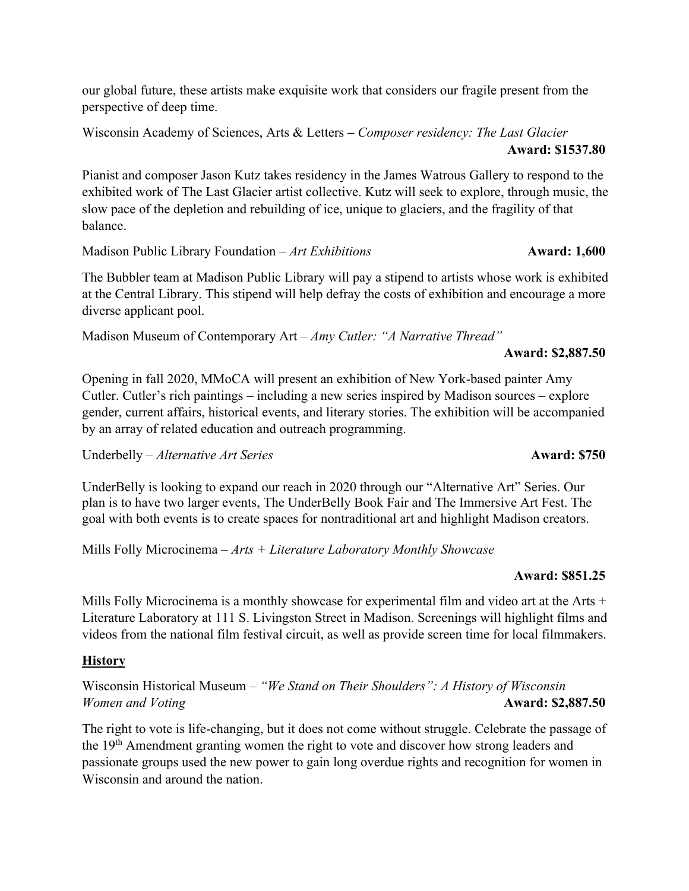our global future, these artists make exquisite work that considers our fragile present from the perspective of deep time.

Wisconsin Academy of Sciences, Arts & Letters – *Composer residency: The Last Glacier* **Award: $1537.80**

Pianist and composer Jason Kutz takes residency in the James Watrous Gallery to respond to the exhibited work of The Last Glacier artist collective. Kutz will seek to explore, through music, the slow pace of the depletion and rebuilding of ice, unique to glaciers, and the fragility of that balance.

Madison Public Library Foundation – *Art Exhibitions* **Award: 1,600**

The Bubbler team at Madison Public Library will pay a stipend to artists whose work is exhibited at the Central Library. This stipend will help defray the costs of exhibition and encourage a more diverse applicant pool.

Madison Museum of Contemporary Art – *Amy Cutler: "A Narrative Thread"* **Award: $2,887.50**

Opening in fall 2020, MMoCA will present an exhibition of New York-based painter Amy Cutler. Cutler's rich paintings – including a new series inspired by Madison sources – explore gender, current affairs, historical events, and literary stories. The exhibition will be accompanied by an array of related education and outreach programming.

Underbelly – *Alternative Art Series* **Award: $750**

UnderBelly is looking to expand our reach in 2020 through our "Alternative Art" Series. Our plan is to have two larger events, The UnderBelly Book Fair and The Immersive Art Fest. The goal with both events is to create spaces for nontraditional art and highlight Madison creators.

Mills Folly Microcinema – *Arts + Literature Laboratory Monthly Showcase*

**Award: $851.25**

Mills Folly Microcinema is a monthly showcase for experimental film and video art at the Arts + Literature Laboratory at 111 S. Livingston Street in Madison. Screenings will highlight films and videos from the national film festival circuit, as well as provide screen time for local filmmakers.

## History

Wisconsin Historical Museum – *"We Stand on Their Shoulders": A History of Wisconsin Women and Voting* **Award: $2,887.50**

The right to vote is life-changing, but it does not come without struggle. Celebrate the passage of the 19th Amendment granting women the right to vote and discover how strong leaders and passionate groups used the new power to gain long overdue rights and recognition for women in Wisconsin and around the nation.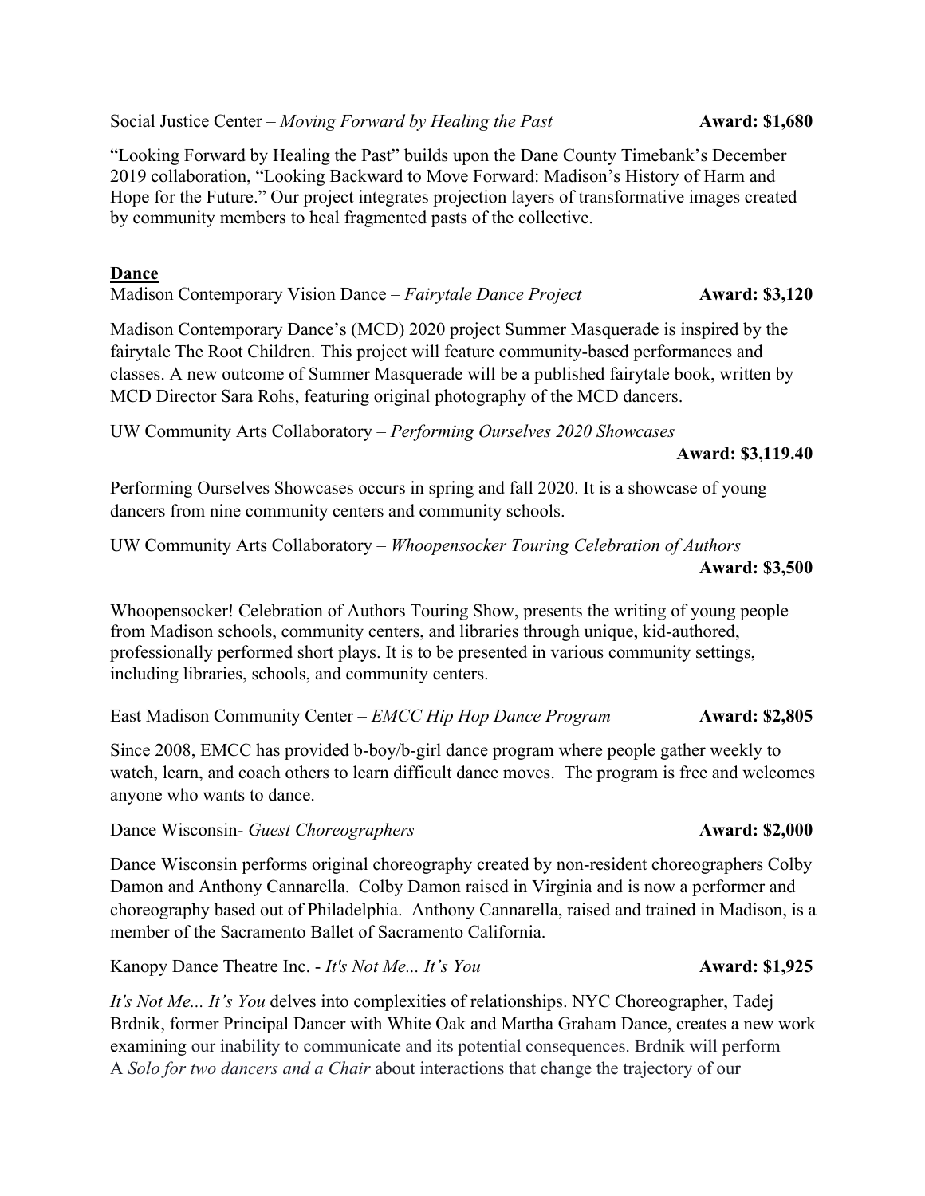Social Justice Center – *Moving Forward by Healing the Past* **Award: $1,680**

"Looking Forward by Healing the Past" builds upon the Dane County Timebank's December 2019 collaboration, "Looking Backward to Move Forward: Madison's History of Harm and Hope for the Future." Our project integrates projection layers of transformative images created by community members to heal fragmented pasts of the collective.

## Dance

Madison Contemporary Vision Dance – *Fairytale Dance Project* **Award: $3,120**

Madison Contemporary Dance's (MCD) 2020 project Summer Masquerade is inspired by the fairytale The Root Children. This project will feature community-based performances and classes. A new outcome of Summer Masquerade will be a published fairytale book, written by MCD Director Sara Rohs, featuring original photography of the MCD dancers.

UW Community Arts Collaboratory – *Performing Ourselves 2020 Showcases*
**Award: $3,119.40**

Performing Ourselves Showcases occurs in spring and fall 2020. It is a showcase of young dancers from nine community centers and community schools.

UW Community Arts Collaboratory – *Whoopensocker Touring Celebration of Authors*
**Award: $3,500**

Whoopensocker! Celebration of Authors Touring Show, presents the writing of young people from Madison schools, community centers, and libraries through unique, kid-authored, professionally performed short plays. It is to be presented in various community settings, including libraries, schools, and community centers.

East Madison Community Center – *EMCC Hip Hop Dance Program* **Award: $2,805**

Since 2008, EMCC has provided b-boy/b-girl dance program where people gather weekly to watch, learn, and coach others to learn difficult dance moves. The program is free and welcomes anyone who wants to dance.

Dance Wisconsin- *Guest Choreographers* **Award: $2,000**

Dance Wisconsin performs original choreography created by non-resident choreographers Colby Damon and Anthony Cannarella. Colby Damon raised in Virginia and is now a performer and choreography based out of Philadelphia. Anthony Cannarella, raised and trained in Madison, is a member of the Sacramento Ballet of Sacramento California.

Kanopy Dance Theatre Inc. - *It's Not Me... It's You* **Award: $1,925**

*It's Not Me... It's You* delves into complexities of relationships. NYC Choreographer, Tadej Brdnik, former Principal Dancer with White Oak and Martha Graham Dance, creates a new work examining our inability to communicate and its potential consequences. Brdnik will perform A *Solo for two dancers and a Chair* about interactions that change the trajectory of our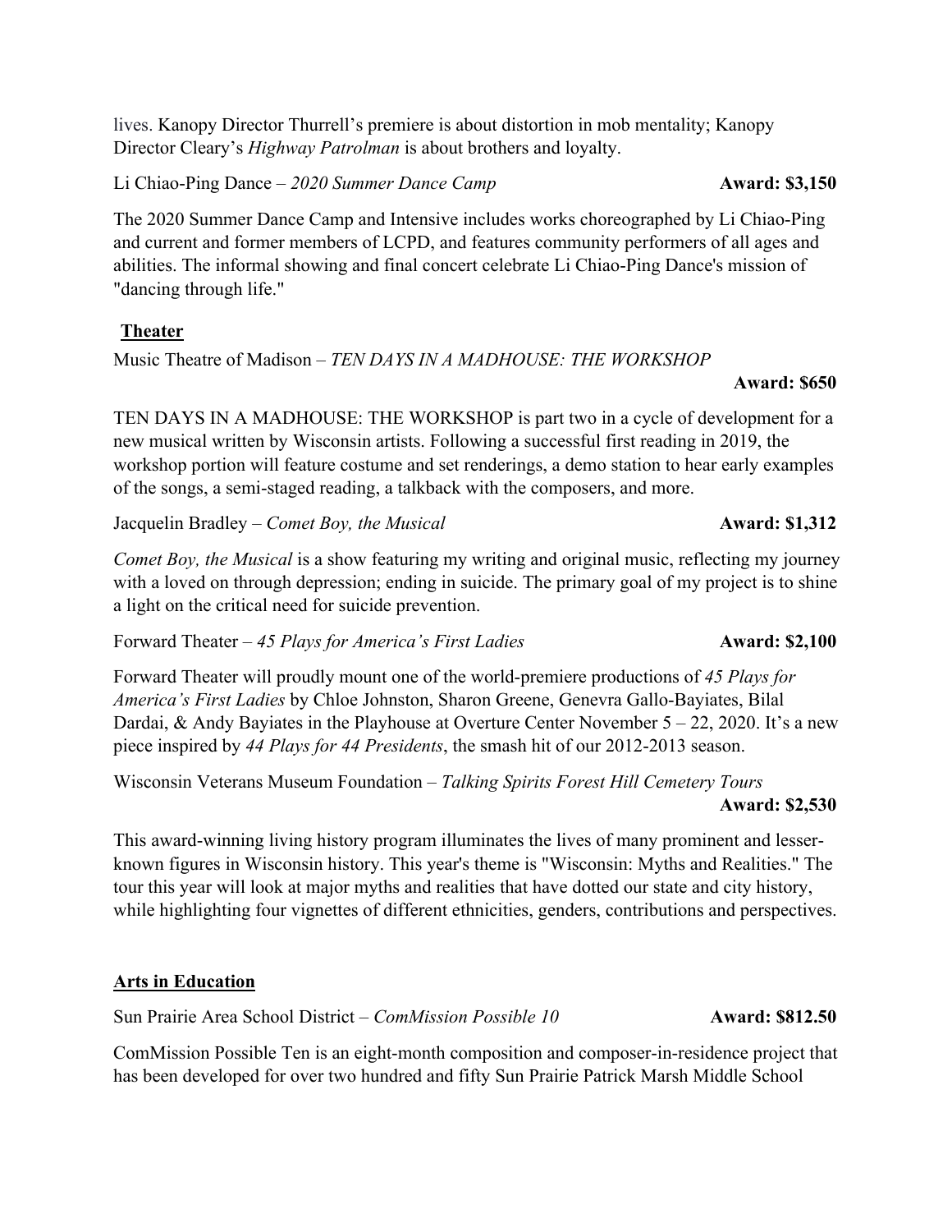lives. Kanopy Director Thurrell's premiere is about distortion in mob mentality; Kanopy Director Cleary's *Highway Patrolman* is about brothers and loyalty.

Li Chiao-Ping Dance – *2020 Summer Dance Camp* **Award: $3,150**

The 2020 Summer Dance Camp and Intensive includes works choreographed by Li Chiao-Ping and current and former members of LCPD, and features community performers of all ages and abilities. The informal showing and final concert celebrate Li Chiao-Ping Dance's mission of "dancing through life."

## Theater

Music Theatre of Madison – *TEN DAYS IN A MADHOUSE: THE WORKSHOP* **Award: $650**

TEN DAYS IN A MADHOUSE: THE WORKSHOP is part two in a cycle of development for a new musical written by Wisconsin artists. Following a successful first reading in 2019, the workshop portion will feature costume and set renderings, a demo station to hear early examples of the songs, a semi-staged reading, a talkback with the composers, and more.

Jacquelin Bradley – *Comet Boy, the Musical* **Award: $1,312**

*Comet Boy, the Musical* is a show featuring my writing and original music, reflecting my journey with a loved on through depression; ending in suicide. The primary goal of my project is to shine a light on the critical need for suicide prevention.

Forward Theater – *45 Plays for America's First Ladies* **Award: $2,100**

Forward Theater will proudly mount one of the world-premiere productions of *45 Plays for America's First Ladies* by Chloe Johnston, Sharon Greene, Genevra Gallo-Bayiates, Bilal Dardai, & Andy Bayiates in the Playhouse at Overture Center November 5 – 22, 2020. It's a new piece inspired by *44 Plays for 44 Presidents*, the smash hit of our 2012-2013 season.

Wisconsin Veterans Museum Foundation – *Talking Spirits Forest Hill Cemetery Tours* **Award: $2,530**

This award-winning living history program illuminates the lives of many prominent and lesser-known figures in Wisconsin history. This year's theme is "Wisconsin: Myths and Realities." The tour this year will look at major myths and realities that have dotted our state and city history, while highlighting four vignettes of different ethnicities, genders, contributions and perspectives.

## Arts in Education

Sun Prairie Area School District – *ComMission Possible 10* **Award: $812.50**

ComMission Possible Ten is an eight-month composition and composer-in-residence project that has been developed for over two hundred and fifty Sun Prairie Patrick Marsh Middle School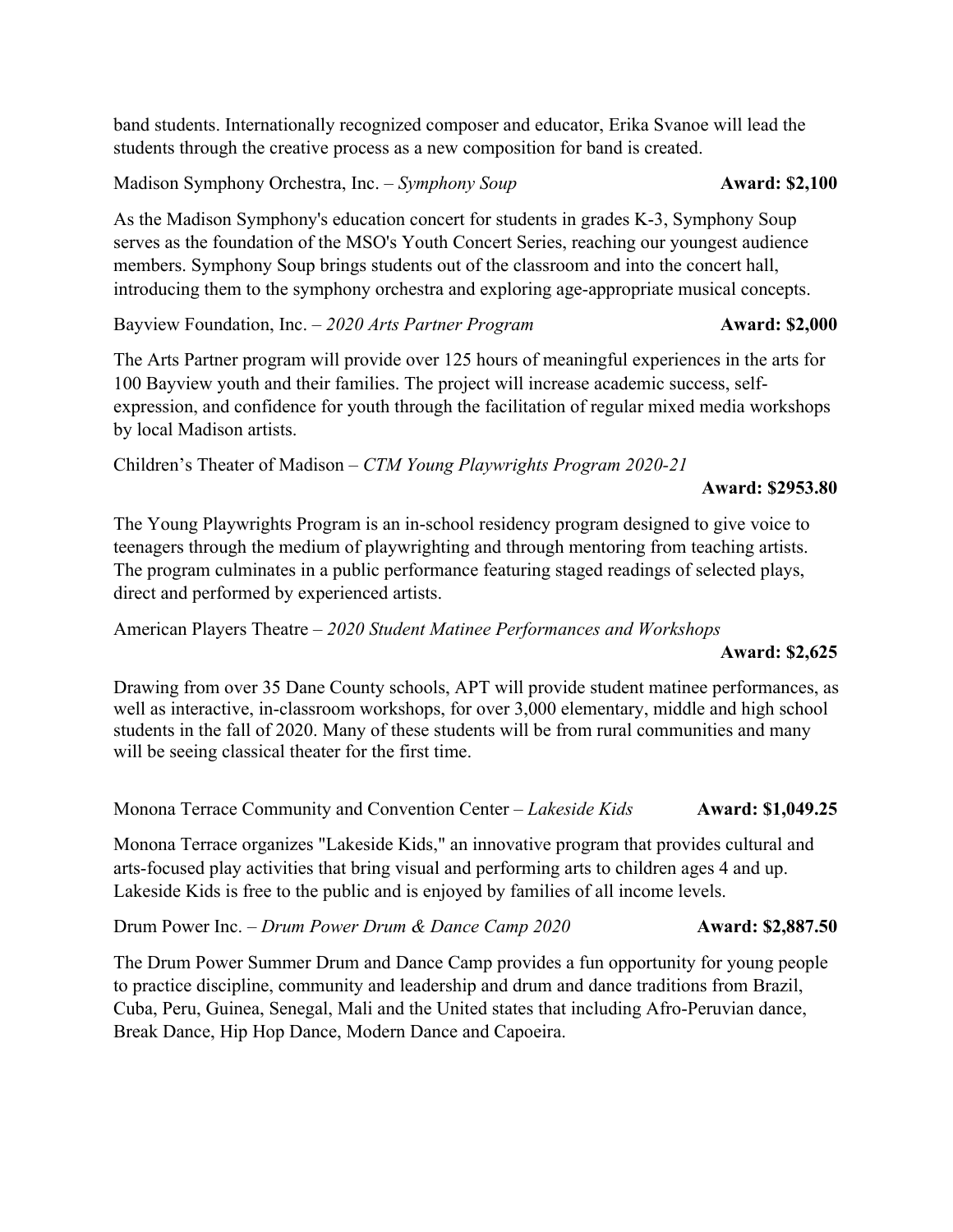band students. Internationally recognized composer and educator, Erika Svanoe will lead the students through the creative process as a new composition for band is created.

Madison Symphony Orchestra, Inc. – *Symphony Soup* **Award: $2,100**

As the Madison Symphony's education concert for students in grades K-3, Symphony Soup serves as the foundation of the MSO's Youth Concert Series, reaching our youngest audience members. Symphony Soup brings students out of the classroom and into the concert hall, introducing them to the symphony orchestra and exploring age-appropriate musical concepts.

Bayview Foundation, Inc. – *2020 Arts Partner Program* **Award: $2,000**

The Arts Partner program will provide over 125 hours of meaningful experiences in the arts for 100 Bayview youth and their families. The project will increase academic success, self-expression, and confidence for youth through the facilitation of regular mixed media workshops by local Madison artists.

Children's Theater of Madison – *CTM Young Playwrights Program 2020-21*

**Award: $2953.80**

The Young Playwrights Program is an in-school residency program designed to give voice to teenagers through the medium of playwrighting and through mentoring from teaching artists. The program culminates in a public performance featuring staged readings of selected plays, direct and performed by experienced artists.

American Players Theatre – *2020 Student Matinee Performances and Workshops*

**Award: $2,625**

Drawing from over 35 Dane County schools, APT will provide student matinee performances, as well as interactive, in-classroom workshops, for over 3,000 elementary, middle and high school students in the fall of 2020. Many of these students will be from rural communities and many will be seeing classical theater for the first time.

Monona Terrace Community and Convention Center – *Lakeside Kids* **Award: $1,049.25**

Monona Terrace organizes "Lakeside Kids," an innovative program that provides cultural and arts-focused play activities that bring visual and performing arts to children ages 4 and up. Lakeside Kids is free to the public and is enjoyed by families of all income levels.

Drum Power Inc. – *Drum Power Drum & Dance Camp 2020* **Award: $2,887.50**

The Drum Power Summer Drum and Dance Camp provides a fun opportunity for young people to practice discipline, community and leadership and drum and dance traditions from Brazil, Cuba, Peru, Guinea, Senegal, Mali and the United states that including Afro-Peruvian dance, Break Dance, Hip Hop Dance, Modern Dance and Capoeira.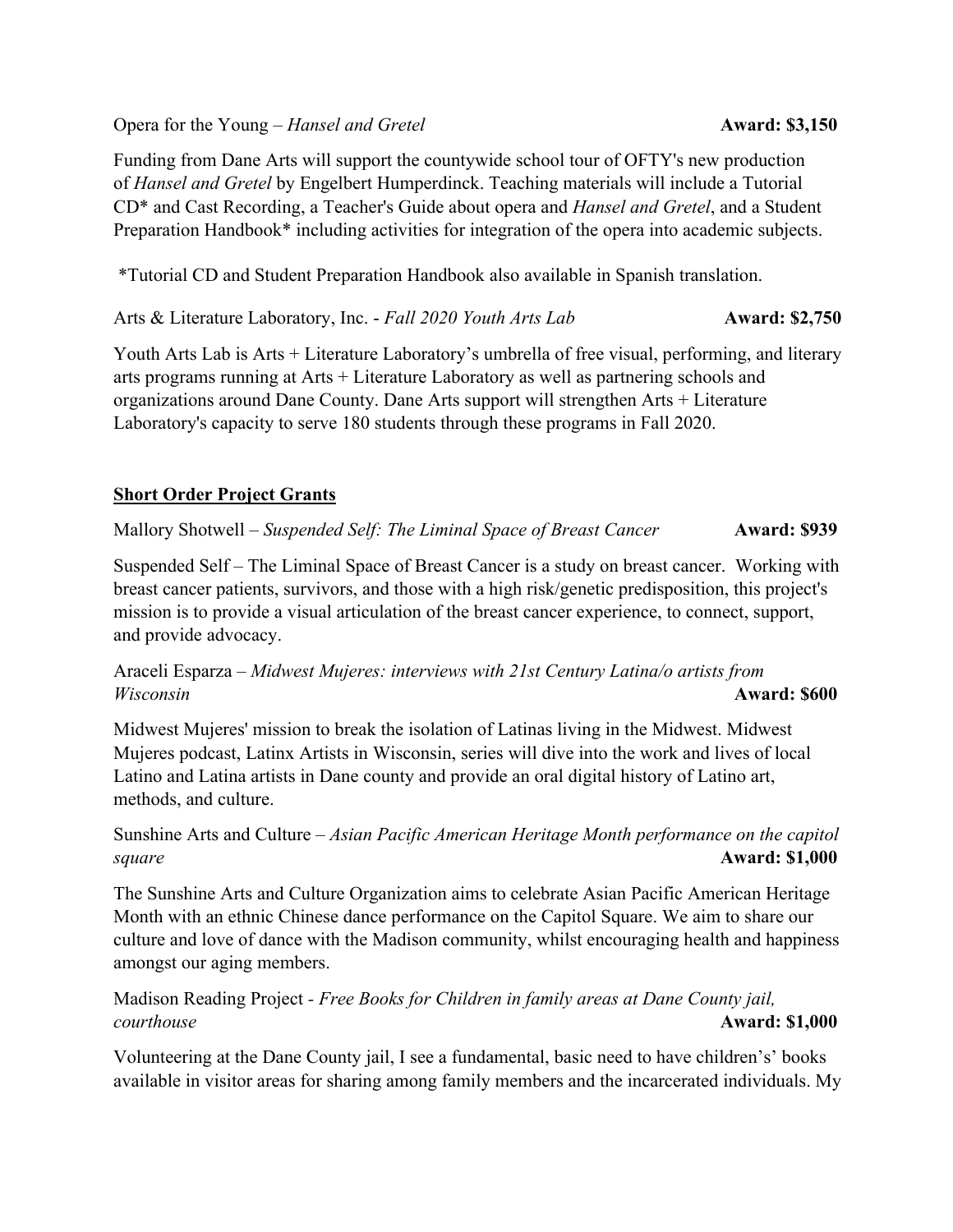Opera for the Young – *Hansel and Gretel* **Award: $3,150**

Funding from Dane Arts will support the countywide school tour of OFTY's new production of *Hansel and Gretel* by Engelbert Humperdinck. Teaching materials will include a Tutorial CD* and Cast Recording, a Teacher's Guide about opera and *Hansel and Gretel*, and a Student Preparation Handbook* including activities for integration of the opera into academic subjects.

*Tutorial CD and Student Preparation Handbook also available in Spanish translation.

Arts & Literature Laboratory, Inc. - *Fall 2020 Youth Arts Lab* **Award: $2,750**

Youth Arts Lab is Arts + Literature Laboratory's umbrella of free visual, performing, and literary arts programs running at Arts + Literature Laboratory as well as partnering schools and organizations around Dane County. Dane Arts support will strengthen Arts + Literature Laboratory's capacity to serve 180 students through these programs in Fall 2020.

## **Short Order Project Grants**

Mallory Shotwell – *Suspended Self: The Liminal Space of Breast Cancer* **Award: $939**

Suspended Self – The Liminal Space of Breast Cancer is a study on breast cancer. Working with breast cancer patients, survivors, and those with a high risk/genetic predisposition, this project's mission is to provide a visual articulation of the breast cancer experience, to connect, support, and provide advocacy.

Araceli Esparza – *Midwest Mujeres: interviews with 21st Century Latina/o artists from Wisconsin* **Award: $600**

Midwest Mujeres' mission to break the isolation of Latinas living in the Midwest. Midwest Mujeres podcast, Latinx Artists in Wisconsin, series will dive into the work and lives of local Latino and Latina artists in Dane county and provide an oral digital history of Latino art, methods, and culture.

Sunshine Arts and Culture – *Asian Pacific American Heritage Month performance on the capitol square* **Award: $1,000**

The Sunshine Arts and Culture Organization aims to celebrate Asian Pacific American Heritage Month with an ethnic Chinese dance performance on the Capitol Square. We aim to share our culture and love of dance with the Madison community, whilst encouraging health and happiness amongst our aging members.

Madison Reading Project - *Free Books for Children in family areas at Dane County jail, courthouse* **Award: $1,000**

Volunteering at the Dane County jail, I see a fundamental, basic need to have children's' books available in visitor areas for sharing among family members and the incarcerated individuals. My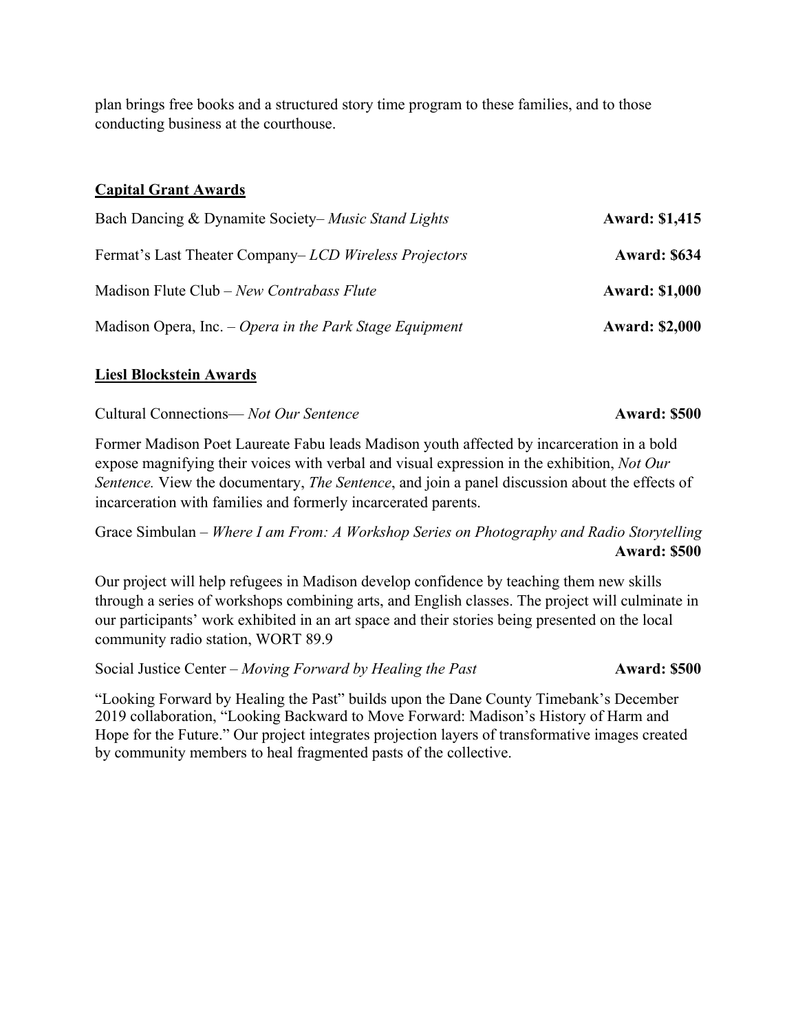plan brings free books and a structured story time program to these families, and to those conducting business at the courthouse.

## Capital Grant Awards

Bach Dancing & Dynamite Society– *Music Stand Lights* **Award: $1,415**

Fermat's Last Theater Company– *LCD Wireless Projectors* **Award: $634**

Madison Flute Club – *New Contrabass Flute* **Award: $1,000**

Madison Opera, Inc. – *Opera in the Park Stage Equipment* **Award: $2,000**

## Liesl Blockstein Awards

Cultural Connections— *Not Our Sentence* **Award: $500**

Former Madison Poet Laureate Fabu leads Madison youth affected by incarceration in a bold expose magnifying their voices with verbal and visual expression in the exhibition, *Not Our Sentence.* View the documentary, *The Sentence*, and join a panel discussion about the effects of incarceration with families and formerly incarcerated parents.

Grace Simbulan – *Where I am From: A Workshop Series on Photography and Radio Storytelling* **Award: $500**

Our project will help refugees in Madison develop confidence by teaching them new skills through a series of workshops combining arts, and English classes. The project will culminate in our participants' work exhibited in an art space and their stories being presented on the local community radio station, WORT 89.9

Social Justice Center – *Moving Forward by Healing the Past* **Award: $500**

"Looking Forward by Healing the Past" builds upon the Dane County Timebank's December 2019 collaboration, "Looking Backward to Move Forward: Madison's History of Harm and Hope for the Future." Our project integrates projection layers of transformative images created by community members to heal fragmented pasts of the collective.